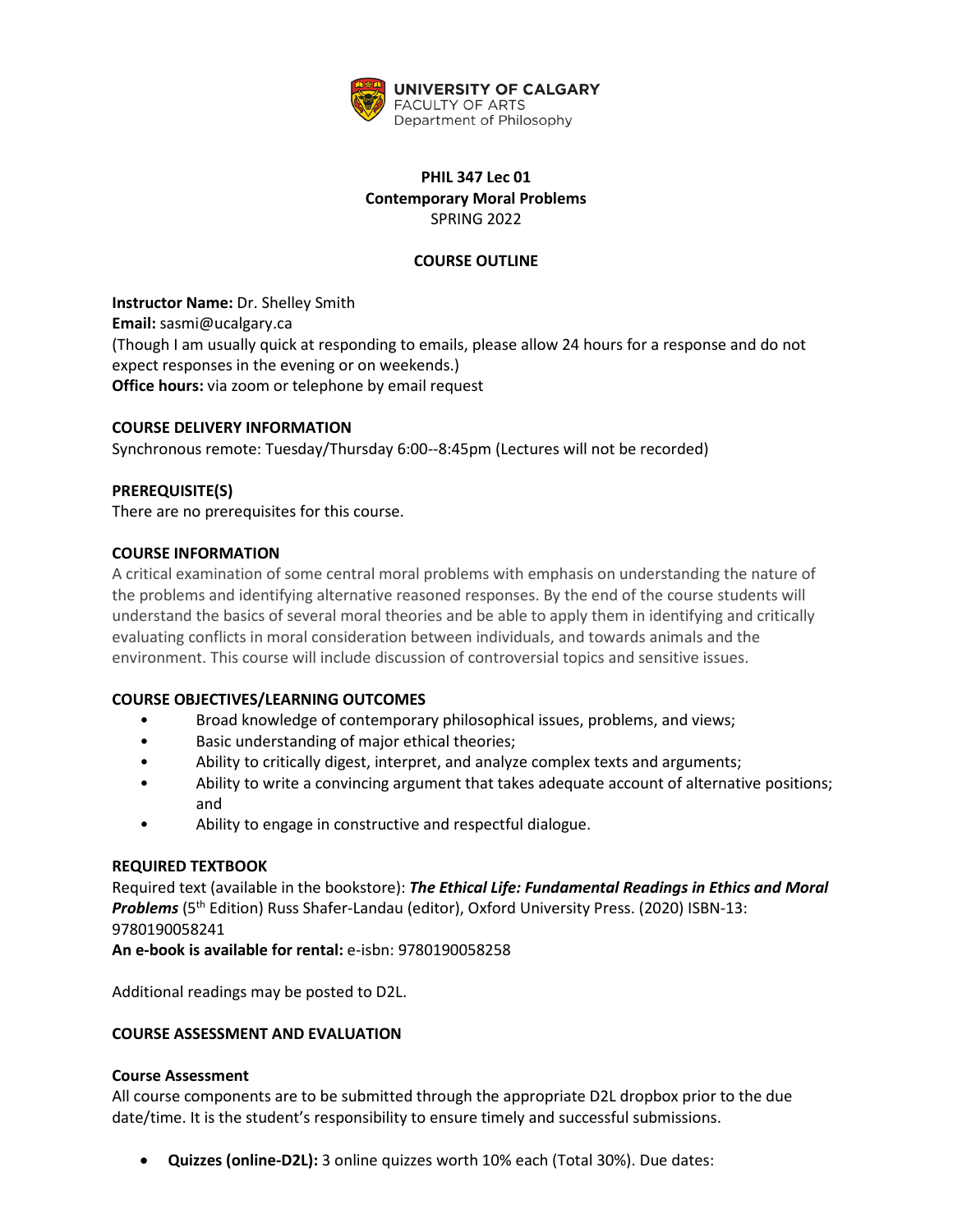UNIVERSITY OF CALGARY
FACULTY OF ARTS
Department of Philosophy

# PHIL 347 Lec 01
## Contemporary Moral Problems
SPRING 2022

### COURSE OUTLINE

**Instructor Name:** Dr. Shelley Smith
**Email:** sasmi@ucalgary.ca
(Though I am usually quick at responding to emails, please allow 24 hours for a response and do not expect responses in the evening or on weekends.)
**Office hours:** via zoom or telephone by email request

**COURSE DELIVERY INFORMATION**
Synchronous remote: Tuesday/Thursday 6:00--8:45pm (Lectures will not be recorded)

**PREREQUISITE(S)**
There are no prerequisites for this course.

**COURSE INFORMATION**
A critical examination of some central moral problems with emphasis on understanding the nature of the problems and identifying alternative reasoned responses. By the end of the course students will understand the basics of several moral theories and be able to apply them in identifying and critically evaluating conflicts in moral consideration between individuals, and towards animals and the environment. This course will include discussion of controversial topics and sensitive issues.

**COURSE OBJECTIVES/LEARNING OUTCOMES**

- Broad knowledge of contemporary philosophical issues, problems, and views;
- Basic understanding of major ethical theories;
- Ability to critically digest, interpret, and analyze complex texts and arguments;
- Ability to write a convincing argument that takes adequate account of alternative positions; and
- Ability to engage in constructive and respectful dialogue.

**REQUIRED TEXTBOOK**
Required text (available in the bookstore): ***The Ethical Life: Fundamental Readings in Ethics and Moral Problems*** (5th Edition) Russ Shafer-Landau (editor), Oxford University Press. (2020) ISBN-13: 9780190058241
**An e-book is available for rental:** e-isbn: 9780190058258

Additional readings may be posted to D2L.

**COURSE ASSESSMENT AND EVALUATION**

**Course Assessment**
All course components are to be submitted through the appropriate D2L dropbox prior to the due date/time. It is the student's responsibility to ensure timely and successful submissions.

- **Quizzes (online-D2L):** 3 online quizzes worth 10% each (Total 30%). Due dates: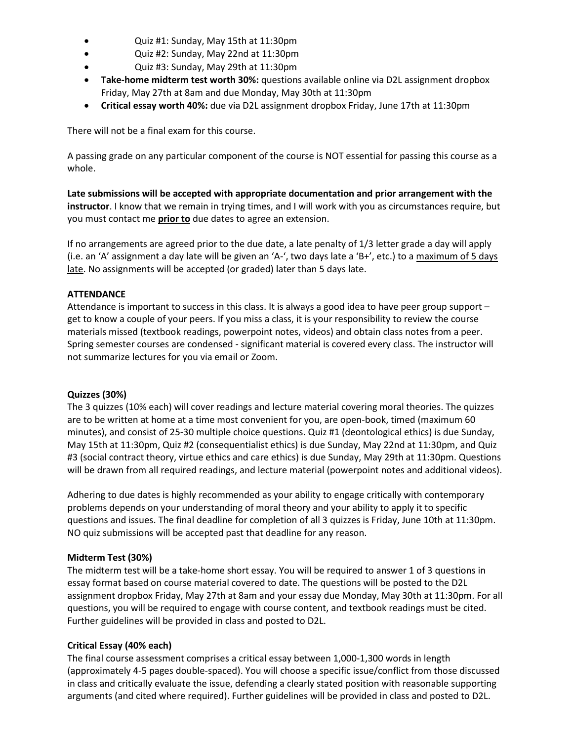- Quiz #1: Sunday, May 15th at 11:30pm
- Quiz #2: Sunday, May 22nd at 11:30pm
- Quiz #3: Sunday, May 29th at 11:30pm
- **Take-home midterm test worth 30%:** questions available online via D2L assignment dropbox Friday, May 27th at 8am and due Monday, May 30th at 11:30pm
- **Critical essay worth 40%:** due via D2L assignment dropbox Friday, June 17th at 11:30pm

There will not be a final exam for this course.

A passing grade on any particular component of the course is NOT essential for passing this course as a whole.

**Late submissions will be accepted with appropriate documentation and prior arrangement with the instructor**. I know that we remain in trying times, and I will work with you as circumstances require, but you must contact me **prior to** due dates to agree an extension.

If no arrangements are agreed prior to the due date, a late penalty of 1/3 letter grade a day will apply (i.e. an 'A' assignment a day late will be given an 'A-', two days late a 'B+', etc.) to a maximum of 5 days late. No assignments will be accepted (or graded) later than 5 days late.

**ATTENDANCE**

Attendance is important to success in this class. It is always a good idea to have peer group support – get to know a couple of your peers. If you miss a class, it is your responsibility to review the course materials missed (textbook readings, powerpoint notes, videos) and obtain class notes from a peer. Spring semester courses are condensed - significant material is covered every class. The instructor will not summarize lectures for you via email or Zoom.

**Quizzes (30%)**

The 3 quizzes (10% each) will cover readings and lecture material covering moral theories. The quizzes are to be written at home at a time most convenient for you, are open-book, timed (maximum 60 minutes), and consist of 25-30 multiple choice questions. Quiz #1 (deontological ethics) is due Sunday, May 15th at 11:30pm, Quiz #2 (consequentialist ethics) is due Sunday, May 22nd at 11:30pm, and Quiz #3 (social contract theory, virtue ethics and care ethics) is due Sunday, May 29th at 11:30pm. Questions will be drawn from all required readings, and lecture material (powerpoint notes and additional videos).

Adhering to due dates is highly recommended as your ability to engage critically with contemporary problems depends on your understanding of moral theory and your ability to apply it to specific questions and issues. The final deadline for completion of all 3 quizzes is Friday, June 10th at 11:30pm. NO quiz submissions will be accepted past that deadline for any reason.

**Midterm Test (30%)**

The midterm test will be a take-home short essay. You will be required to answer 1 of 3 questions in essay format based on course material covered to date. The questions will be posted to the D2L assignment dropbox Friday, May 27th at 8am and your essay due Monday, May 30th at 11:30pm. For all questions, you will be required to engage with course content, and textbook readings must be cited. Further guidelines will be provided in class and posted to D2L.

**Critical Essay (40% each)**

The final course assessment comprises a critical essay between 1,000-1,300 words in length (approximately 4-5 pages double-spaced). You will choose a specific issue/conflict from those discussed in class and critically evaluate the issue, defending a clearly stated position with reasonable supporting arguments (and cited where required). Further guidelines will be provided in class and posted to D2L.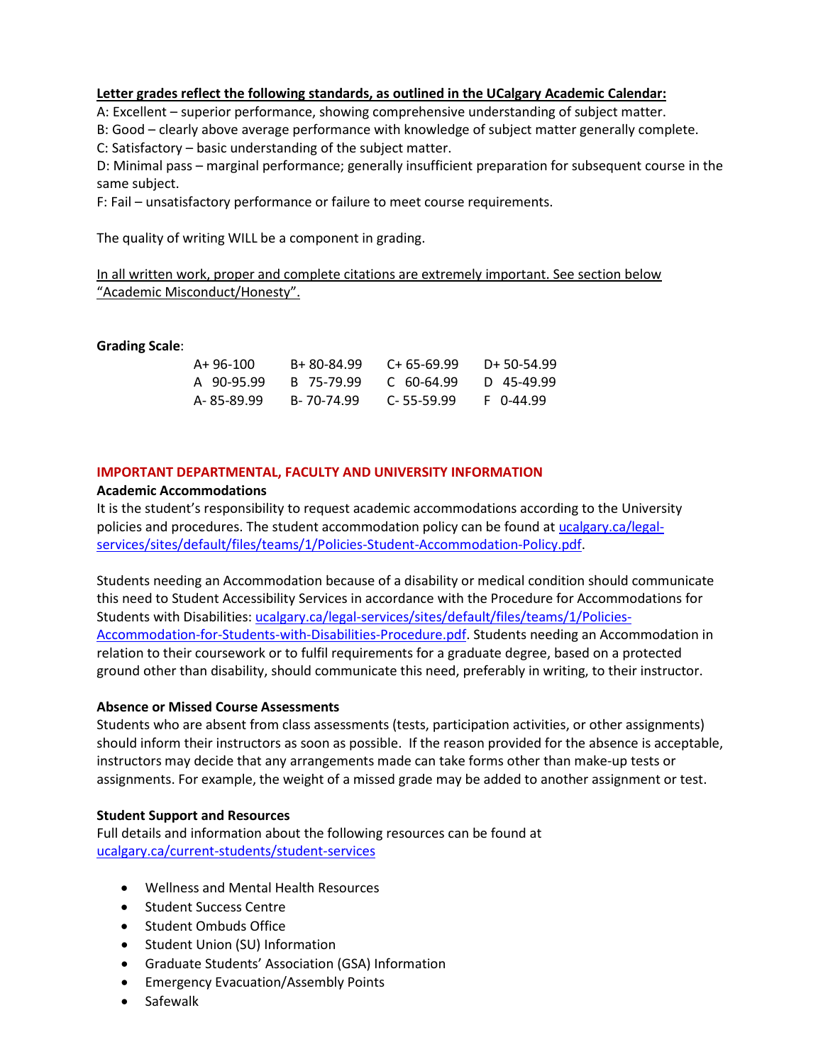**Letter grades reflect the following standards, as outlined in the UCalgary Academic Calendar:**

A: Excellent – superior performance, showing comprehensive understanding of subject matter.
B: Good – clearly above average performance with knowledge of subject matter generally complete.
C: Satisfactory – basic understanding of the subject matter.
D: Minimal pass – marginal performance; generally insufficient preparation for subsequent course in the same subject.
F: Fail – unsatisfactory performance or failure to meet course requirements.

The quality of writing WILL be a component in grading.

In all written work, proper and complete citations are extremely important. See section below "Academic Misconduct/Honesty".

**Grading Scale**:

| | | | |
|---|---|---|---|
| A+ 96-100 | B+ 80-84.99 | C+ 65-69.99 | D+ 50-54.99 |
| A 90-95.99 | B 75-79.99 | C 60-64.99 | D 45-49.99 |
| A- 85-89.99 | B- 70-74.99 | C- 55-59.99 | F 0-44.99 |

## IMPORTANT DEPARTMENTAL, FACULTY AND UNIVERSITY INFORMATION

**Academic Accommodations**

It is the student's responsibility to request academic accommodations according to the University policies and procedures. The student accommodation policy can be found at ucalgary.ca/legal-services/sites/default/files/teams/1/Policies-Student-Accommodation-Policy.pdf.

Students needing an Accommodation because of a disability or medical condition should communicate this need to Student Accessibility Services in accordance with the Procedure for Accommodations for Students with Disabilities: ucalgary.ca/legal-services/sites/default/files/teams/1/Policies-Accommodation-for-Students-with-Disabilities-Procedure.pdf. Students needing an Accommodation in relation to their coursework or to fulfil requirements for a graduate degree, based on a protected ground other than disability, should communicate this need, preferably in writing, to their instructor.

**Absence or Missed Course Assessments**

Students who are absent from class assessments (tests, participation activities, or other assignments) should inform their instructors as soon as possible. If the reason provided for the absence is acceptable, instructors may decide that any arrangements made can take forms other than make-up tests or assignments. For example, the weight of a missed grade may be added to another assignment or test.

**Student Support and Resources**

Full details and information about the following resources can be found at ucalgary.ca/current-students/student-services

- Wellness and Mental Health Resources
- Student Success Centre
- Student Ombuds Office
- Student Union (SU) Information
- Graduate Students' Association (GSA) Information
- Emergency Evacuation/Assembly Points
- Safewalk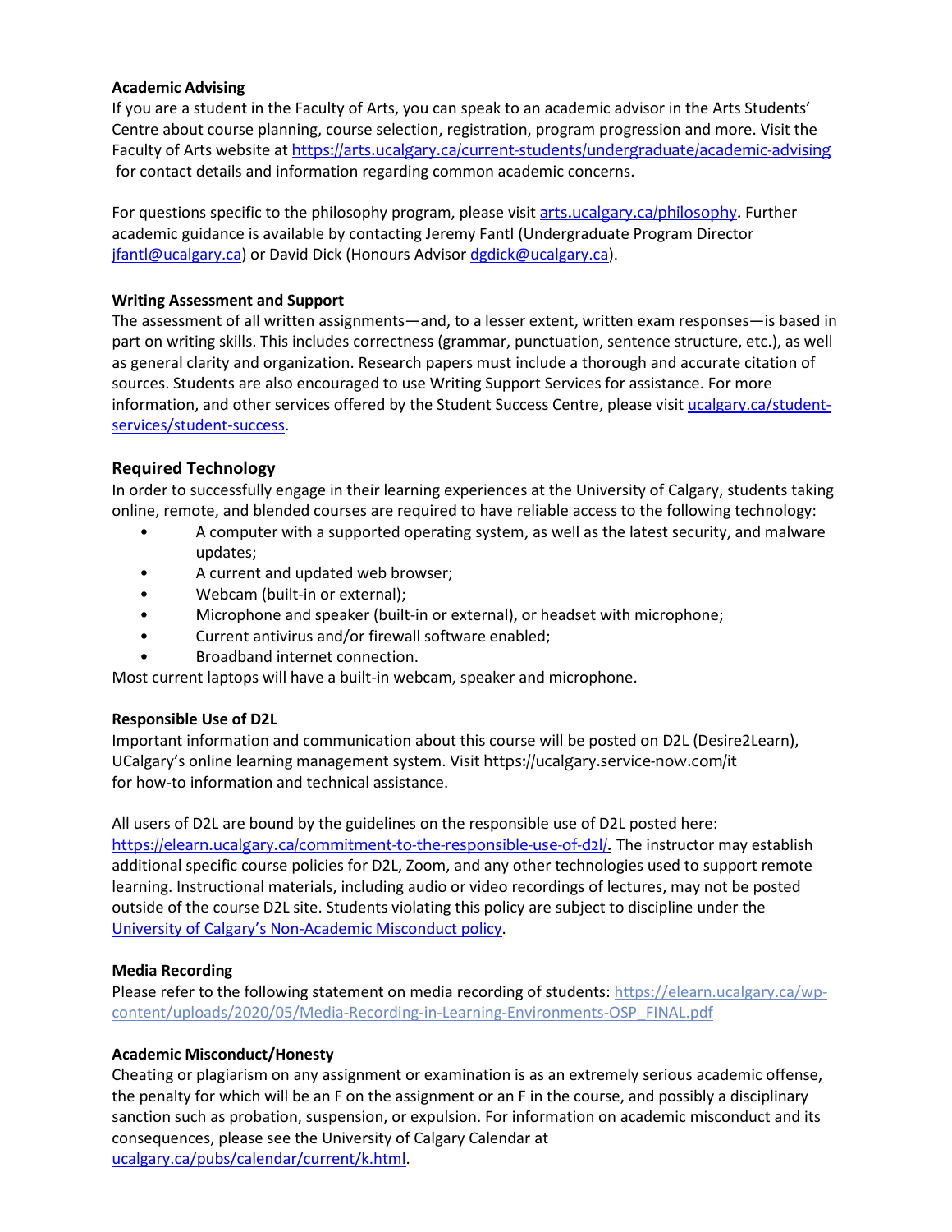**Academic Advising**

If you are a student in the Faculty of Arts, you can speak to an academic advisor in the Arts Students' Centre about course planning, course selection, registration, program progression and more. Visit the Faculty of Arts website at https://arts.ucalgary.ca/current-students/undergraduate/academic-advising for contact details and information regarding common academic concerns.

For questions specific to the philosophy program, please visit arts.ucalgary.ca/philosophy. Further academic guidance is available by contacting Jeremy Fantl (Undergraduate Program Director jfantl@ucalgary.ca) or David Dick (Honours Advisor dgdick@ucalgary.ca).

**Writing Assessment and Support**

The assessment of all written assignments—and, to a lesser extent, written exam responses—is based in part on writing skills. This includes correctness (grammar, punctuation, sentence structure, etc.), as well as general clarity and organization. Research papers must include a thorough and accurate citation of sources. Students are also encouraged to use Writing Support Services for assistance. For more information, and other services offered by the Student Success Centre, please visit ucalgary.ca/student-services/student-success.

## Required Technology

In order to successfully engage in their learning experiences at the University of Calgary, students taking online, remote, and blended courses are required to have reliable access to the following technology:

- A computer with a supported operating system, as well as the latest security, and malware updates;
- A current and updated web browser;
- Webcam (built-in or external);
- Microphone and speaker (built-in or external), or headset with microphone;
- Current antivirus and/or firewall software enabled;
- Broadband internet connection.

Most current laptops will have a built-in webcam, speaker and microphone.

**Responsible Use of D2L**

Important information and communication about this course will be posted on D2L (Desire2Learn), UCalgary's online learning management system. Visit https://ucalgary.service-now.com/it for how-to information and technical assistance.

All users of D2L are bound by the guidelines on the responsible use of D2L posted here: https://elearn.ucalgary.ca/commitment-to-the-responsible-use-of-d2l/. The instructor may establish additional specific course policies for D2L, Zoom, and any other technologies used to support remote learning. Instructional materials, including audio or video recordings of lectures, may not be posted outside of the course D2L site. Students violating this policy are subject to discipline under the University of Calgary's Non-Academic Misconduct policy.

**Media Recording**

Please refer to the following statement on media recording of students: https://elearn.ucalgary.ca/wp-content/uploads/2020/05/Media-Recording-in-Learning-Environments-OSP_FINAL.pdf

**Academic Misconduct/Honesty**

Cheating or plagiarism on any assignment or examination is as an extremely serious academic offense, the penalty for which will be an F on the assignment or an F in the course, and possibly a disciplinary sanction such as probation, suspension, or expulsion. For information on academic misconduct and its consequences, please see the University of Calgary Calendar at ucalgary.ca/pubs/calendar/current/k.html.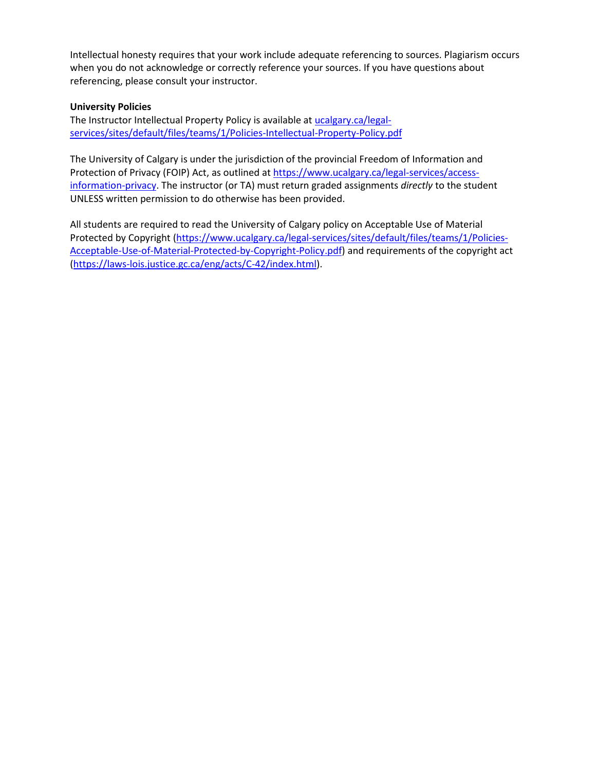Intellectual honesty requires that your work include adequate referencing to sources. Plagiarism occurs when you do not acknowledge or correctly reference your sources. If you have questions about referencing, please consult your instructor.

**University Policies**

The Instructor Intellectual Property Policy is available at [ucalgary.ca/legal-services/sites/default/files/teams/1/Policies-Intellectual-Property-Policy.pdf](ucalgary.ca/legal-services/sites/default/files/teams/1/Policies-Intellectual-Property-Policy.pdf)

The University of Calgary is under the jurisdiction of the provincial Freedom of Information and Protection of Privacy (FOIP) Act, as outlined at [https://www.ucalgary.ca/legal-services/access-information-privacy](https://www.ucalgary.ca/legal-services/access-information-privacy). The instructor (or TA) must return graded assignments *directly* to the student UNLESS written permission to do otherwise has been provided.

All students are required to read the University of Calgary policy on Acceptable Use of Material Protected by Copyright ([https://www.ucalgary.ca/legal-services/sites/default/files/teams/1/Policies-Acceptable-Use-of-Material-Protected-by-Copyright-Policy.pdf](https://www.ucalgary.ca/legal-services/sites/default/files/teams/1/Policies-Acceptable-Use-of-Material-Protected-by-Copyright-Policy.pdf)) and requirements of the copyright act ([https://laws-lois.justice.gc.ca/eng/acts/C-42/index.html](https://laws-lois.justice.gc.ca/eng/acts/C-42/index.html)).